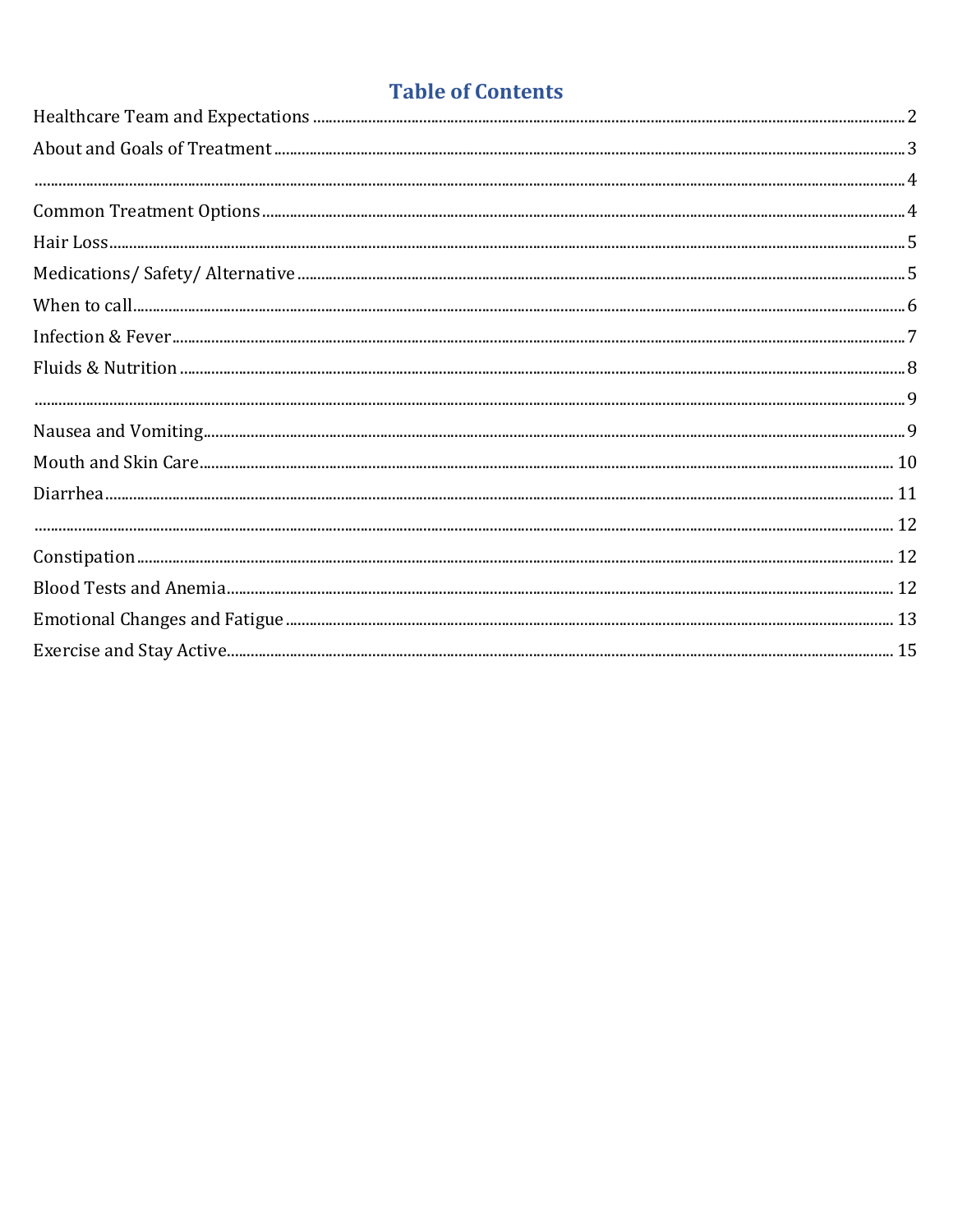# Table of Contents

Healthcare Team and Expectations ........................................ 2
About and Goals of Treatment ........................................ 3
........................................ 4
Common Treatment Options ........................................ 4
Hair Loss ........................................ 5
Medications/ Safety/ Alternative ........................................ 5
When to call ........................................ 6
Infection & Fever ........................................ 7
Fluids & Nutrition ........................................ 8
........................................ 9
Nausea and Vomiting ........................................ 9
Mouth and Skin Care ........................................ 10
Diarrhea ........................................ 11
........................................ 12
Constipation ........................................ 12
Blood Tests and Anemia ........................................ 12
Emotional Changes and Fatigue ........................................ 13
Exercise and Stay Active ........................................ 15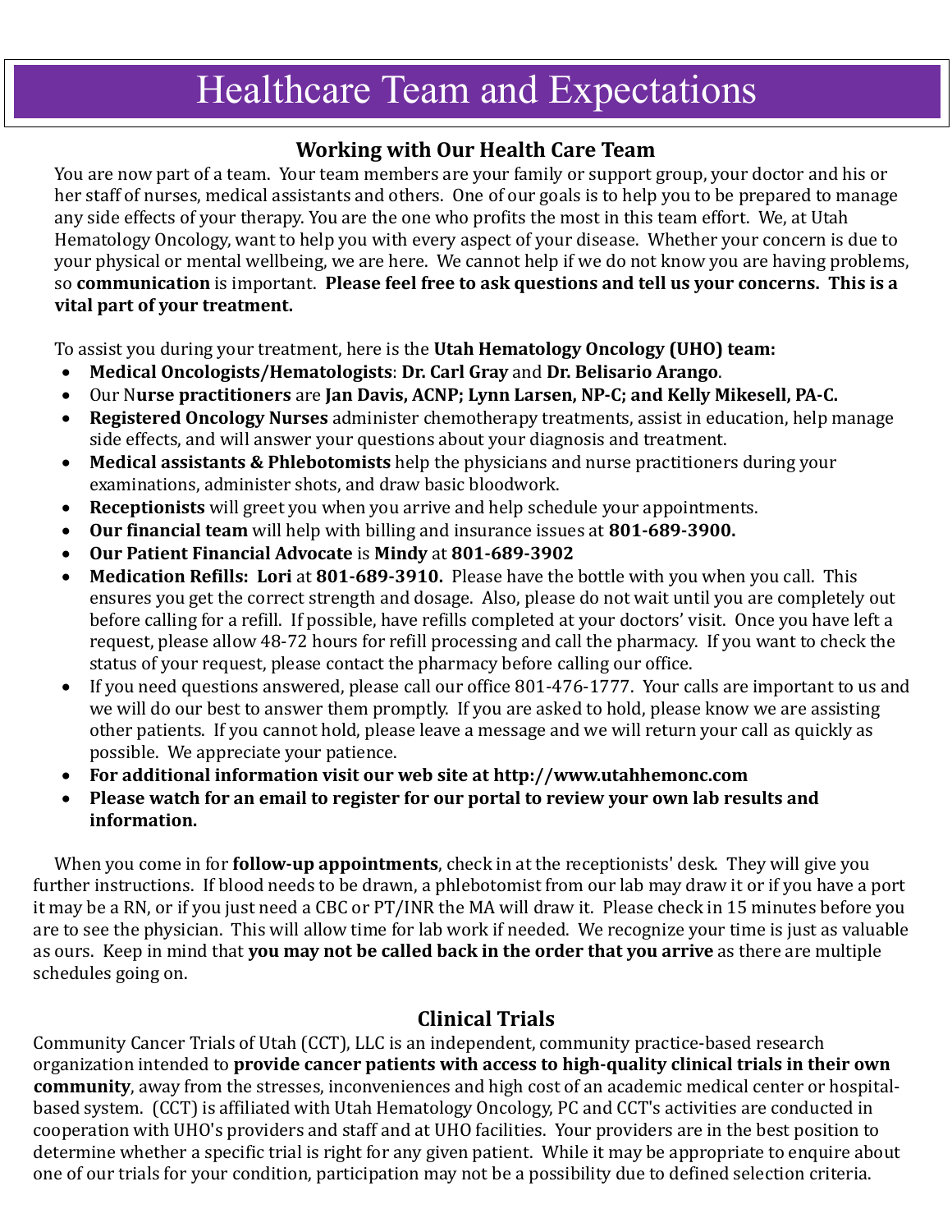# Healthcare Team and Expectations

## Working with Our Health Care Team

You are now part of a team. Your team members are your family or support group, your doctor and his or her staff of nurses, medical assistants and others. One of our goals is to help you to be prepared to manage any side effects of your therapy. You are the one who profits the most in this team effort. We, at Utah Hematology Oncology, want to help you with every aspect of your disease. Whether your concern is due to your physical or mental wellbeing, we are here. We cannot help if we do not know you are having problems, so **communication** is important. **Please feel free to ask questions and tell us your concerns. This is a vital part of your treatment.**

To assist you during your treatment, here is the **Utah Hematology Oncology (UHO) team:**

- **Medical Oncologists/Hematologists**: **Dr. Carl Gray** and **Dr. Belisario Arango**.
- Our N**urse practitioners** are **Jan Davis, ACNP; Lynn Larsen, NP-C; and Kelly Mikesell, PA-C.**
- **Registered Oncology Nurses** administer chemotherapy treatments, assist in education, help manage side effects, and will answer your questions about your diagnosis and treatment.
- **Medical assistants & Phlebotomists** help the physicians and nurse practitioners during your examinations, administer shots, and draw basic bloodwork.
- **Receptionists** will greet you when you arrive and help schedule your appointments.
- **Our financial team** will help with billing and insurance issues at **801-689-3900.**
- **Our Patient Financial Advocate** is **Mindy** at **801-689-3902**
- **Medication Refills: Lori** at **801-689-3910.** Please have the bottle with you when you call. This ensures you get the correct strength and dosage. Also, please do not wait until you are completely out before calling for a refill. If possible, have refills completed at your doctors' visit. Once you have left a request, please allow 48-72 hours for refill processing and call the pharmacy. If you want to check the status of your request, please contact the pharmacy before calling our office.
- If you need questions answered, please call our office 801-476-1777. Your calls are important to us and we will do our best to answer them promptly. If you are asked to hold, please know we are assisting other patients. If you cannot hold, please leave a message and we will return your call as quickly as possible. We appreciate your patience.
- **For additional information visit our web site at http://www.utahhemonc.com**
- **Please watch for an email to register for our portal to review your own lab results and information.**

When you come in for **follow-up appointments**, check in at the receptionists' desk. They will give you further instructions. If blood needs to be drawn, a phlebotomist from our lab may draw it or if you have a port it may be a RN, or if you just need a CBC or PT/INR the MA will draw it. Please check in 15 minutes before you are to see the physician. This will allow time for lab work if needed. We recognize your time is just as valuable as ours. Keep in mind that **you may not be called back in the order that you arrive** as there are multiple schedules going on.

## Clinical Trials

Community Cancer Trials of Utah (CCT), LLC is an independent, community practice-based research organization intended to **provide cancer patients with access to high-quality clinical trials in their own community**, away from the stresses, inconveniences and high cost of an academic medical center or hospital-based system. (CCT) is affiliated with Utah Hematology Oncology, PC and CCT's activities are conducted in cooperation with UHO's providers and staff and at UHO facilities. Your providers are in the best position to determine whether a specific trial is right for any given patient. While it may be appropriate to enquire about one of our trials for your condition, participation may not be a possibility due to defined selection criteria.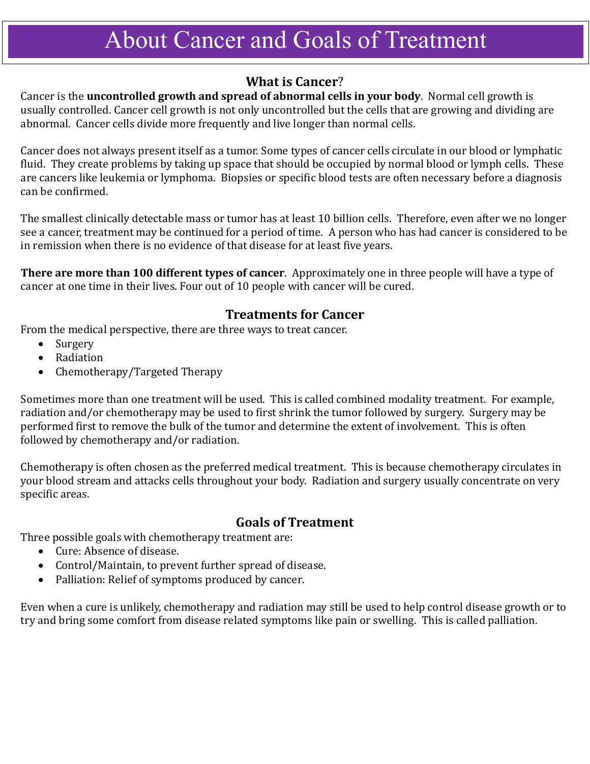# About Cancer and Goals of Treatment

## What is Cancer?

Cancer is the **uncontrolled growth and spread of abnormal cells in your body**. Normal cell growth is usually controlled. Cancer cell growth is not only uncontrolled but the cells that are growing and dividing are abnormal. Cancer cells divide more frequently and live longer than normal cells.

Cancer does not always present itself as a tumor. Some types of cancer cells circulate in our blood or lymphatic fluid. They create problems by taking up space that should be occupied by normal blood or lymph cells. These are cancers like leukemia or lymphoma. Biopsies or specific blood tests are often necessary before a diagnosis can be confirmed.

The smallest clinically detectable mass or tumor has at least 10 billion cells. Therefore, even after we no longer see a cancer, treatment may be continued for a period of time. A person who has had cancer is considered to be in remission when there is no evidence of that disease for at least five years.

**There are more than 100 different types of cancer**. Approximately one in three people will have a type of cancer at one time in their lives. Four out of 10 people with cancer will be cured.

## Treatments for Cancer

From the medical perspective, there are three ways to treat cancer.

- Surgery
- Radiation
- Chemotherapy/Targeted Therapy

Sometimes more than one treatment will be used. This is called combined modality treatment. For example, radiation and/or chemotherapy may be used to first shrink the tumor followed by surgery. Surgery may be performed first to remove the bulk of the tumor and determine the extent of involvement. This is often followed by chemotherapy and/or radiation.

Chemotherapy is often chosen as the preferred medical treatment. This is because chemotherapy circulates in your blood stream and attacks cells throughout your body. Radiation and surgery usually concentrate on very specific areas.

## Goals of Treatment

Three possible goals with chemotherapy treatment are:

- Cure: Absence of disease.
- Control/Maintain, to prevent further spread of disease.
- Palliation: Relief of symptoms produced by cancer.

Even when a cure is unlikely, chemotherapy and radiation may still be used to help control disease growth or to try and bring some comfort from disease related symptoms like pain or swelling. This is called palliation.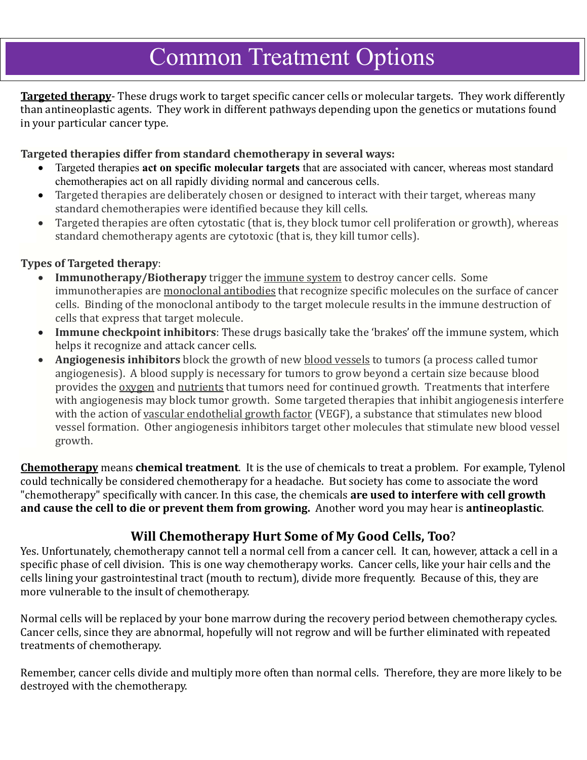# Common Treatment Options

**Targeted therapy**- These drugs work to target specific cancer cells or molecular targets. They work differently than antineoplastic agents. They work in different pathways depending upon the genetics or mutations found in your particular cancer type.

**Targeted therapies differ from standard chemotherapy in several ways:**

- Targeted therapies **act on specific molecular targets** that are associated with cancer, whereas most standard chemotherapies act on all rapidly dividing normal and cancerous cells.
- Targeted therapies are deliberately chosen or designed to interact with their target, whereas many standard chemotherapies were identified because they kill cells.
- Targeted therapies are often cytostatic (that is, they block tumor cell proliferation or growth), whereas standard chemotherapy agents are cytotoxic (that is, they kill tumor cells).

**Types of Targeted therapy**:

- **Immunotherapy/Biotherapy** trigger the immune system to destroy cancer cells. Some immunotherapies are monoclonal antibodies that recognize specific molecules on the surface of cancer cells. Binding of the monoclonal antibody to the target molecule results in the immune destruction of cells that express that target molecule.
- **Immune checkpoint inhibitors**: These drugs basically take the 'brakes' off the immune system, which helps it recognize and attack cancer cells.
- **Angiogenesis inhibitors** block the growth of new blood vessels to tumors (a process called tumor angiogenesis). A blood supply is necessary for tumors to grow beyond a certain size because blood provides the oxygen and nutrients that tumors need for continued growth. Treatments that interfere with angiogenesis may block tumor growth. Some targeted therapies that inhibit angiogenesis interfere with the action of vascular endothelial growth factor (VEGF), a substance that stimulates new blood vessel formation. Other angiogenesis inhibitors target other molecules that stimulate new blood vessel growth.

**Chemotherapy** means **chemical treatment**. It is the use of chemicals to treat a problem. For example, Tylenol could technically be considered chemotherapy for a headache. But society has come to associate the word "chemotherapy" specifically with cancer. In this case, the chemicals **are used to interfere with cell growth and cause the cell to die or prevent them from growing.** Another word you may hear is **antineoplastic**.

## Will Chemotherapy Hurt Some of My Good Cells, Too?

Yes. Unfortunately, chemotherapy cannot tell a normal cell from a cancer cell. It can, however, attack a cell in a specific phase of cell division. This is one way chemotherapy works. Cancer cells, like your hair cells and the cells lining your gastrointestinal tract (mouth to rectum), divide more frequently. Because of this, they are more vulnerable to the insult of chemotherapy.

Normal cells will be replaced by your bone marrow during the recovery period between chemotherapy cycles. Cancer cells, since they are abnormal, hopefully will not regrow and will be further eliminated with repeated treatments of chemotherapy.

Remember, cancer cells divide and multiply more often than normal cells. Therefore, they are more likely to be destroyed with the chemotherapy.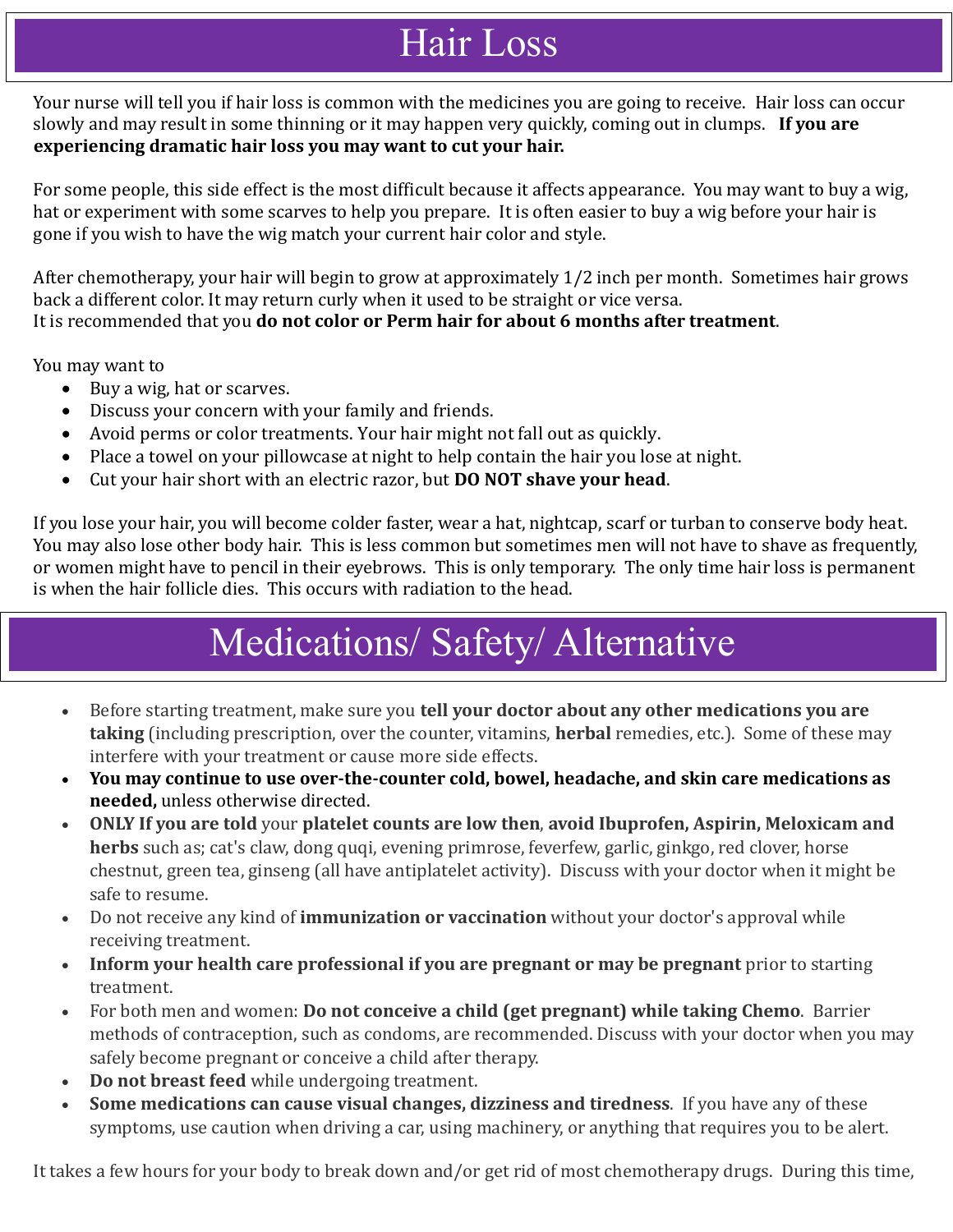# Hair Loss

Your nurse will tell you if hair loss is common with the medicines you are going to receive. Hair loss can occur slowly and may result in some thinning or it may happen very quickly, coming out in clumps. **If you are experiencing dramatic hair loss you may want to cut your hair.**

For some people, this side effect is the most difficult because it affects appearance. You may want to buy a wig, hat or experiment with some scarves to help you prepare. It is often easier to buy a wig before your hair is gone if you wish to have the wig match your current hair color and style.

After chemotherapy, your hair will begin to grow at approximately 1/2 inch per month. Sometimes hair grows back a different color. It may return curly when it used to be straight or vice versa.
It is recommended that you **do not color or Perm hair for about 6 months after treatment**.

You may want to

- Buy a wig, hat or scarves.
- Discuss your concern with your family and friends.
- Avoid perms or color treatments. Your hair might not fall out as quickly.
- Place a towel on your pillowcase at night to help contain the hair you lose at night.
- Cut your hair short with an electric razor, but **DO NOT shave your head**.

If you lose your hair, you will become colder faster, wear a hat, nightcap, scarf or turban to conserve body heat. You may also lose other body hair. This is less common but sometimes men will not have to shave as frequently, or women might have to pencil in their eyebrows. This is only temporary. The only time hair loss is permanent is when the hair follicle dies. This occurs with radiation to the head.

# Medications/ Safety/ Alternative

- Before starting treatment, make sure you **tell your doctor about any other medications you are taking** (including prescription, over the counter, vitamins, **herbal** remedies, etc.). Some of these may interfere with your treatment or cause more side effects.
- **You may continue to use over-the-counter cold, bowel, headache, and skin care medications as needed,** unless otherwise directed.
- **ONLY If you are told** your **platelet counts are low then**, **avoid Ibuprofen, Aspirin, Meloxicam and herbs** such as; cat's claw, dong quqi, evening primrose, feverfew, garlic, ginkgo, red clover, horse chestnut, green tea, ginseng (all have antiplatelet activity). Discuss with your doctor when it might be safe to resume.
- Do not receive any kind of **immunization or vaccination** without your doctor's approval while receiving treatment.
- **Inform your health care professional if you are pregnant or may be pregnant** prior to starting treatment.
- For both men and women: **Do not conceive a child (get pregnant) while taking Chemo**. Barrier methods of contraception, such as condoms, are recommended. Discuss with your doctor when you may safely become pregnant or conceive a child after therapy.
- **Do not breast feed** while undergoing treatment.
- **Some medications can cause visual changes, dizziness and tiredness**. If you have any of these symptoms, use caution when driving a car, using machinery, or anything that requires you to be alert.

It takes a few hours for your body to break down and/or get rid of most chemotherapy drugs. During this time,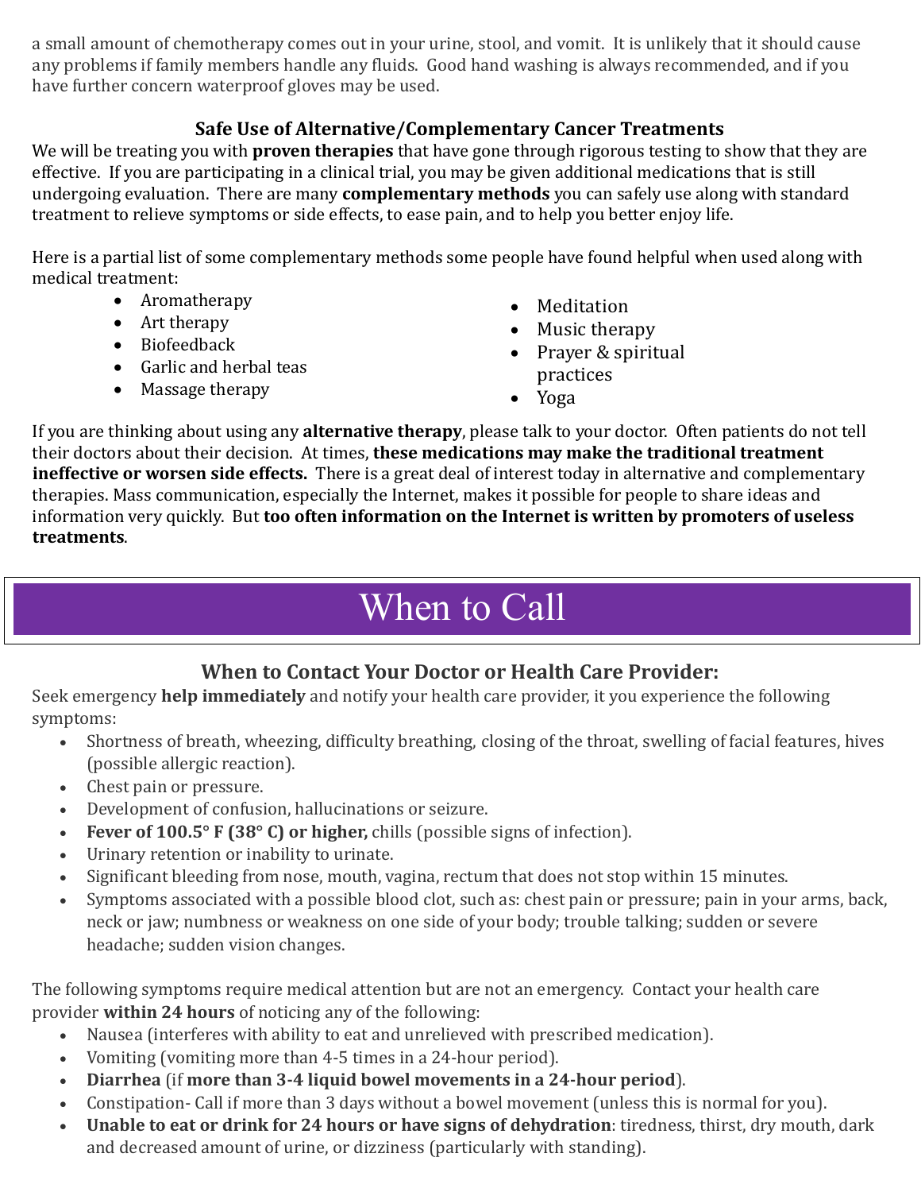a small amount of chemotherapy comes out in your urine, stool, and vomit. It is unlikely that it should cause any problems if family members handle any fluids. Good hand washing is always recommended, and if you have further concern waterproof gloves may be used.

### Safe Use of Alternative/Complementary Cancer Treatments

We will be treating you with **proven therapies** that have gone through rigorous testing to show that they are effective. If you are participating in a clinical trial, you may be given additional medications that is still undergoing evaluation. There are many **complementary methods** you can safely use along with standard treatment to relieve symptoms or side effects, to ease pain, and to help you better enjoy life.

Here is a partial list of some complementary methods some people have found helpful when used along with medical treatment:

- Aromatherapy
- Art therapy
- Biofeedback
- Garlic and herbal teas
- Massage therapy
- Meditation
- Music therapy
- Prayer & spiritual practices
- Yoga

If you are thinking about using any **alternative therapy**, please talk to your doctor. Often patients do not tell their doctors about their decision. At times, **these medications may make the traditional treatment ineffective or worsen side effects.** There is a great deal of interest today in alternative and complementary therapies. Mass communication, especially the Internet, makes it possible for people to share ideas and information very quickly. But **too often information on the Internet is written by promoters of useless treatments**.

# When to Call

### When to Contact Your Doctor or Health Care Provider:

Seek emergency **help immediately** and notify your health care provider, it you experience the following symptoms:

- Shortness of breath, wheezing, difficulty breathing, closing of the throat, swelling of facial features, hives (possible allergic reaction).
- Chest pain or pressure.
- Development of confusion, hallucinations or seizure.
- **Fever of 100.5° F (38° C) or higher,** chills (possible signs of infection).
- Urinary retention or inability to urinate.
- Significant bleeding from nose, mouth, vagina, rectum that does not stop within 15 minutes.
- Symptoms associated with a possible blood clot, such as: chest pain or pressure; pain in your arms, back, neck or jaw; numbness or weakness on one side of your body; trouble talking; sudden or severe headache; sudden vision changes.

The following symptoms require medical attention but are not an emergency. Contact your health care provider **within 24 hours** of noticing any of the following:

- Nausea (interferes with ability to eat and unrelieved with prescribed medication).
- Vomiting (vomiting more than 4-5 times in a 24-hour period).
- **Diarrhea** (if **more than 3-4 liquid bowel movements in a 24-hour period**).
- Constipation- Call if more than 3 days without a bowel movement (unless this is normal for you).
- **Unable to eat or drink for 24 hours or have signs of dehydration**: tiredness, thirst, dry mouth, dark and decreased amount of urine, or dizziness (particularly with standing).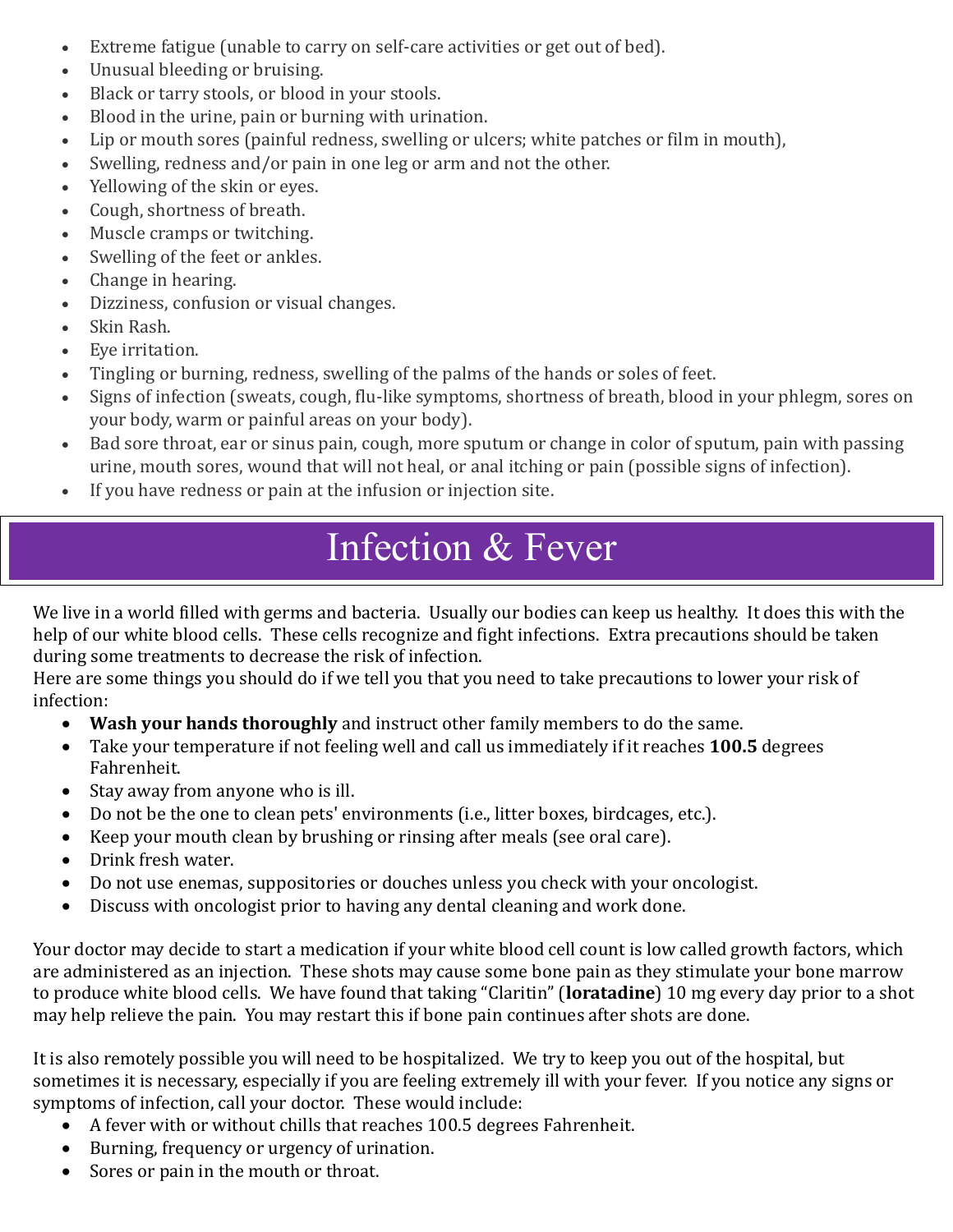- Extreme fatigue (unable to carry on self-care activities or get out of bed).
- Unusual bleeding or bruising.
- Black or tarry stools, or blood in your stools.
- Blood in the urine, pain or burning with urination.
- Lip or mouth sores (painful redness, swelling or ulcers; white patches or film in mouth),
- Swelling, redness and/or pain in one leg or arm and not the other.
- Yellowing of the skin or eyes.
- Cough, shortness of breath.
- Muscle cramps or twitching.
- Swelling of the feet or ankles.
- Change in hearing.
- Dizziness, confusion or visual changes.
- Skin Rash.
- Eye irritation.
- Tingling or burning, redness, swelling of the palms of the hands or soles of feet.
- Signs of infection (sweats, cough, flu-like symptoms, shortness of breath, blood in your phlegm, sores on your body, warm or painful areas on your body).
- Bad sore throat, ear or sinus pain, cough, more sputum or change in color of sputum, pain with passing urine, mouth sores, wound that will not heal, or anal itching or pain (possible signs of infection).
- If you have redness or pain at the infusion or injection site.

# Infection & Fever

We live in a world filled with germs and bacteria. Usually our bodies can keep us healthy. It does this with the help of our white blood cells. These cells recognize and fight infections. Extra precautions should be taken during some treatments to decrease the risk of infection.
Here are some things you should do if we tell you that you need to take precautions to lower your risk of infection:

- **Wash your hands thoroughly** and instruct other family members to do the same.
- Take your temperature if not feeling well and call us immediately if it reaches **100.5** degrees Fahrenheit.
- Stay away from anyone who is ill.
- Do not be the one to clean pets' environments (i.e., litter boxes, birdcages, etc.).
- Keep your mouth clean by brushing or rinsing after meals (see oral care).
- Drink fresh water.
- Do not use enemas, suppositories or douches unless you check with your oncologist.
- Discuss with oncologist prior to having any dental cleaning and work done.

Your doctor may decide to start a medication if your white blood cell count is low called growth factors, which are administered as an injection. These shots may cause some bone pain as they stimulate your bone marrow to produce white blood cells. We have found that taking "Claritin" (**loratadine**) 10 mg every day prior to a shot may help relieve the pain. You may restart this if bone pain continues after shots are done.

It is also remotely possible you will need to be hospitalized. We try to keep you out of the hospital, but sometimes it is necessary, especially if you are feeling extremely ill with your fever. If you notice any signs or symptoms of infection, call your doctor. These would include:

- A fever with or without chills that reaches 100.5 degrees Fahrenheit.
- Burning, frequency or urgency of urination.
- Sores or pain in the mouth or throat.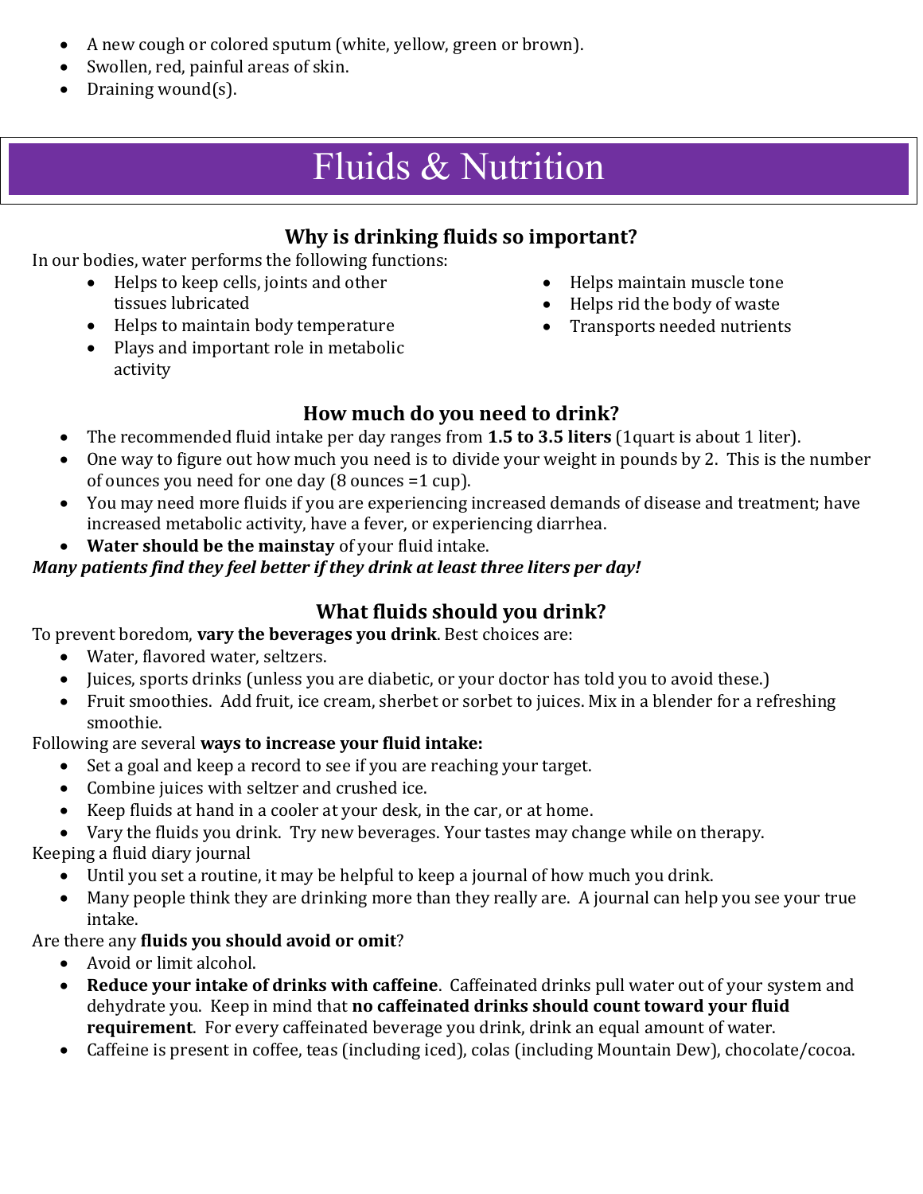- A new cough or colored sputum (white, yellow, green or brown).
- Swollen, red, painful areas of skin.
- Draining wound(s).

# Fluids & Nutrition

### Why is drinking fluids so important?

In our bodies, water performs the following functions:

- Helps to keep cells, joints and other tissues lubricated
- Helps to maintain body temperature
- Plays and important role in metabolic activity
- Helps maintain muscle tone
- Helps rid the body of waste
- Transports needed nutrients

### How much do you need to drink?

- The recommended fluid intake per day ranges from **1.5 to 3.5 liters** (1quart is about 1 liter).
- One way to figure out how much you need is to divide your weight in pounds by 2. This is the number of ounces you need for one day (8 ounces =1 cup).
- You may need more fluids if you are experiencing increased demands of disease and treatment; have increased metabolic activity, have a fever, or experiencing diarrhea.
- **Water should be the mainstay** of your fluid intake.

***Many patients find they feel better if they drink at least three liters per day!***

### What fluids should you drink?

To prevent boredom, **vary the beverages you drink**. Best choices are:

- Water, flavored water, seltzers.
- Juices, sports drinks (unless you are diabetic, or your doctor has told you to avoid these.)
- Fruit smoothies. Add fruit, ice cream, sherbet or sorbet to juices. Mix in a blender for a refreshing smoothie.

Following are several **ways to increase your fluid intake:**

- Set a goal and keep a record to see if you are reaching your target.
- Combine juices with seltzer and crushed ice.
- Keep fluids at hand in a cooler at your desk, in the car, or at home.
- Vary the fluids you drink. Try new beverages. Your tastes may change while on therapy.

Keeping a fluid diary journal

- Until you set a routine, it may be helpful to keep a journal of how much you drink.
- Many people think they are drinking more than they really are. A journal can help you see your true intake.

Are there any **fluids you should avoid or omit**?

- Avoid or limit alcohol.
- **Reduce your intake of drinks with caffeine**. Caffeinated drinks pull water out of your system and dehydrate you. Keep in mind that **no caffeinated drinks should count toward your fluid requirement**. For every caffeinated beverage you drink, drink an equal amount of water.
- Caffeine is present in coffee, teas (including iced), colas (including Mountain Dew), chocolate/cocoa.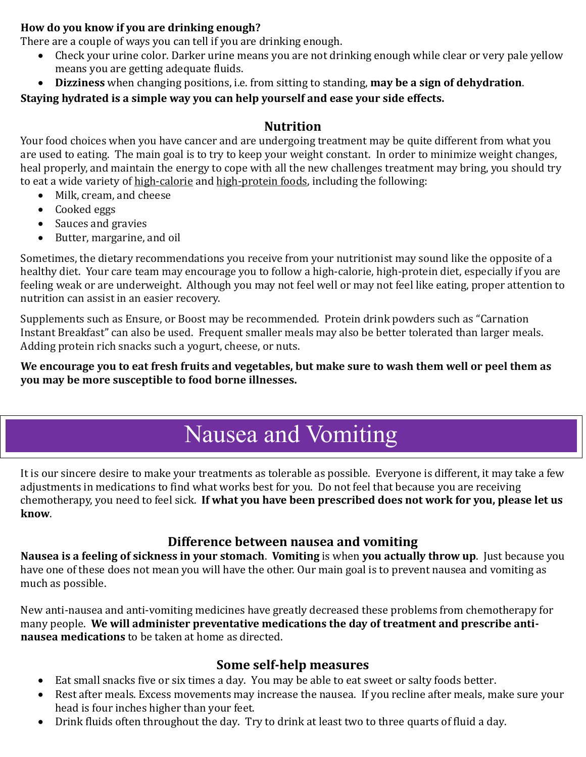**How do you know if you are drinking enough?**
There are a couple of ways you can tell if you are drinking enough.

- Check your urine color. Darker urine means you are not drinking enough while clear or very pale yellow means you are getting adequate fluids.
- **Dizziness** when changing positions, i.e. from sitting to standing, **may be a sign of dehydration**.

**Staying hydrated is a simple way you can help yourself and ease your side effects.**

### Nutrition

Your food choices when you have cancer and are undergoing treatment may be quite different from what you are used to eating. The main goal is to try to keep your weight constant. In order to minimize weight changes, heal properly, and maintain the energy to cope with all the new challenges treatment may bring, you should try to eat a wide variety of high-calorie and high-protein foods, including the following:

- Milk, cream, and cheese
- Cooked eggs
- Sauces and gravies
- Butter, margarine, and oil

Sometimes, the dietary recommendations you receive from your nutritionist may sound like the opposite of a healthy diet. Your care team may encourage you to follow a high-calorie, high-protein diet, especially if you are feeling weak or are underweight. Although you may not feel well or may not feel like eating, proper attention to nutrition can assist in an easier recovery.

Supplements such as Ensure, or Boost may be recommended. Protein drink powders such as "Carnation Instant Breakfast" can also be used. Frequent smaller meals may also be better tolerated than larger meals. Adding protein rich snacks such a yogurt, cheese, or nuts.

**We encourage you to eat fresh fruits and vegetables, but make sure to wash them well or peel them as you may be more susceptible to food borne illnesses.**

## Nausea and Vomiting

It is our sincere desire to make your treatments as tolerable as possible. Everyone is different, it may take a few adjustments in medications to find what works best for you. Do not feel that because you are receiving chemotherapy, you need to feel sick. **If what you have been prescribed does not work for you, please let us know**.

### Difference between nausea and vomiting

**Nausea is a feeling of sickness in your stomach**. **Vomiting** is when **you actually throw up**. Just because you have one of these does not mean you will have the other. Our main goal is to prevent nausea and vomiting as much as possible.

New anti-nausea and anti-vomiting medicines have greatly decreased these problems from chemotherapy for many people. **We will administer preventative medications the day of treatment and prescribe anti-nausea medications** to be taken at home as directed.

### Some self-help measures

- Eat small snacks five or six times a day. You may be able to eat sweet or salty foods better.
- Rest after meals. Excess movements may increase the nausea. If you recline after meals, make sure your head is four inches higher than your feet.
- Drink fluids often throughout the day. Try to drink at least two to three quarts of fluid a day.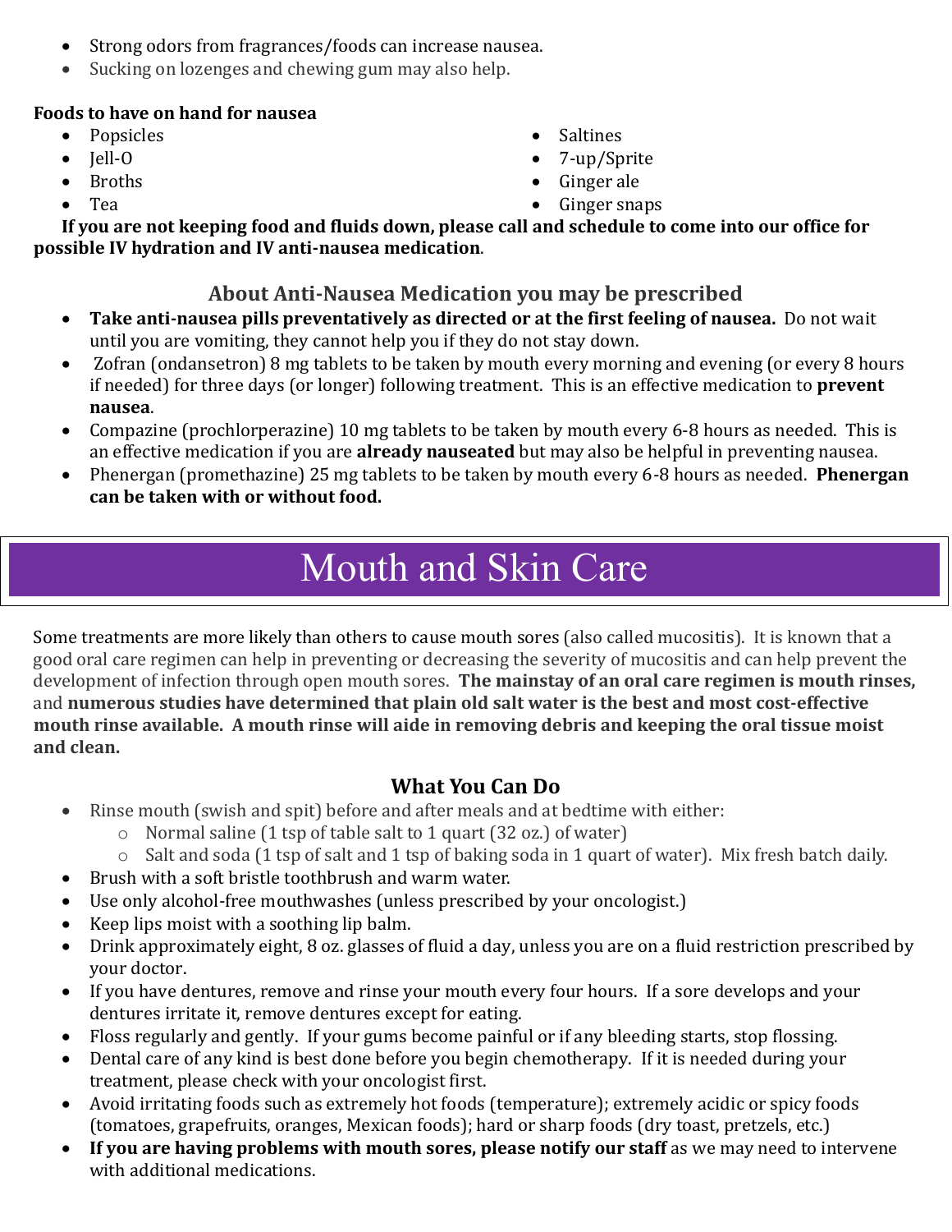- Strong odors from fragrances/foods can increase nausea.
- Sucking on lozenges and chewing gum may also help.

**Foods to have on hand for nausea**

- Popsicles
- Jell-O
- Broths
- Tea
- Saltines
- 7-up/Sprite
- Ginger ale
- Ginger snaps

**If you are not keeping food and fluids down, please call and schedule to come into our office for possible IV hydration and IV anti-nausea medication**.

### About Anti-Nausea Medication you may be prescribed

- **Take anti-nausea pills preventatively as directed or at the first feeling of nausea.** Do not wait until you are vomiting, they cannot help you if they do not stay down.
- Zofran (ondansetron) 8 mg tablets to be taken by mouth every morning and evening (or every 8 hours if needed) for three days (or longer) following treatment. This is an effective medication to **prevent nausea**.
- Compazine (prochlorperazine) 10 mg tablets to be taken by mouth every 6-8 hours as needed. This is an effective medication if you are **already nauseated** but may also be helpful in preventing nausea.
- Phenergan (promethazine) 25 mg tablets to be taken by mouth every 6-8 hours as needed. **Phenergan can be taken with or without food.**

# Mouth and Skin Care

Some treatments are more likely than others to cause mouth sores (also called mucositis). It is known that a good oral care regimen can help in preventing or decreasing the severity of mucositis and can help prevent the development of infection through open mouth sores. **The mainstay of an oral care regimen is mouth rinses,** and **numerous studies have determined that plain old salt water is the best and most cost-effective mouth rinse available. A mouth rinse will aide in removing debris and keeping the oral tissue moist and clean.**

### What You Can Do

- Rinse mouth (swish and spit) before and after meals and at bedtime with either:
  - Normal saline (1 tsp of table salt to 1 quart (32 oz.) of water)
  - Salt and soda (1 tsp of salt and 1 tsp of baking soda in 1 quart of water). Mix fresh batch daily.
- Brush with a soft bristle toothbrush and warm water.
- Use only alcohol-free mouthwashes (unless prescribed by your oncologist.)
- Keep lips moist with a soothing lip balm.
- Drink approximately eight, 8 oz. glasses of fluid a day, unless you are on a fluid restriction prescribed by your doctor.
- If you have dentures, remove and rinse your mouth every four hours. If a sore develops and your dentures irritate it, remove dentures except for eating.
- Floss regularly and gently. If your gums become painful or if any bleeding starts, stop flossing.
- Dental care of any kind is best done before you begin chemotherapy. If it is needed during your treatment, please check with your oncologist first.
- Avoid irritating foods such as extremely hot foods (temperature); extremely acidic or spicy foods (tomatoes, grapefruits, oranges, Mexican foods); hard or sharp foods (dry toast, pretzels, etc.)
- **If you are having problems with mouth sores, please notify our staff** as we may need to intervene with additional medications.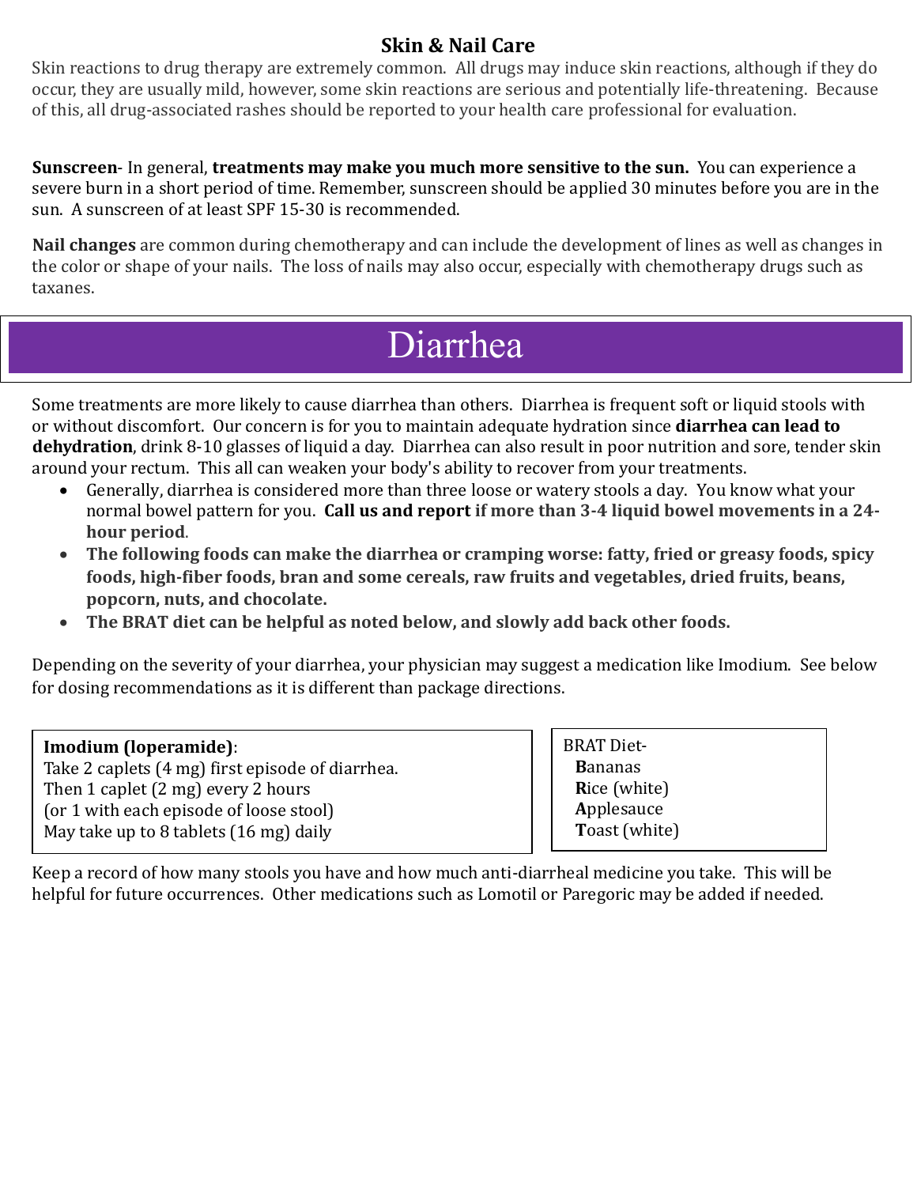### Skin & Nail Care

Skin reactions to drug therapy are extremely common. All drugs may induce skin reactions, although if they do occur, they are usually mild, however, some skin reactions are serious and potentially life-threatening. Because of this, all drug-associated rashes should be reported to your health care professional for evaluation.

**Sunscreen**- In general, **treatments may make you much more sensitive to the sun.** You can experience a severe burn in a short period of time. Remember, sunscreen should be applied 30 minutes before you are in the sun. A sunscreen of at least SPF 15-30 is recommended.

**Nail changes** are common during chemotherapy and can include the development of lines as well as changes in the color or shape of your nails. The loss of nails may also occur, especially with chemotherapy drugs such as taxanes.

# Diarrhea

Some treatments are more likely to cause diarrhea than others. Diarrhea is frequent soft or liquid stools with or without discomfort. Our concern is for you to maintain adequate hydration since **diarrhea can lead to dehydration**, drink 8-10 glasses of liquid a day. Diarrhea can also result in poor nutrition and sore, tender skin around your rectum. This all can weaken your body's ability to recover from your treatments.

- Generally, diarrhea is considered more than three loose or watery stools a day. You know what your normal bowel pattern for you. **Call us and report if more than 3-4 liquid bowel movements in a 24-hour period**.
- **The following foods can make the diarrhea or cramping worse: fatty, fried or greasy foods, spicy foods, high-fiber foods, bran and some cereals, raw fruits and vegetables, dried fruits, beans, popcorn, nuts, and chocolate.**
- **The BRAT diet can be helpful as noted below, and slowly add back other foods.**

Depending on the severity of your diarrhea, your physician may suggest a medication like Imodium. See below for dosing recommendations as it is different than package directions.

**Imodium (loperamide)**:
Take 2 caplets (4 mg) first episode of diarrhea.
Then 1 caplet (2 mg) every 2 hours
(or 1 with each episode of loose stool)
May take up to 8 tablets (16 mg) daily

BRAT Diet-
**B**ananas
**R**ice (white)
**A**pplesauce
**T**oast (white)

Keep a record of how many stools you have and how much anti-diarrheal medicine you take. This will be helpful for future occurrences. Other medications such as Lomotil or Paregoric may be added if needed.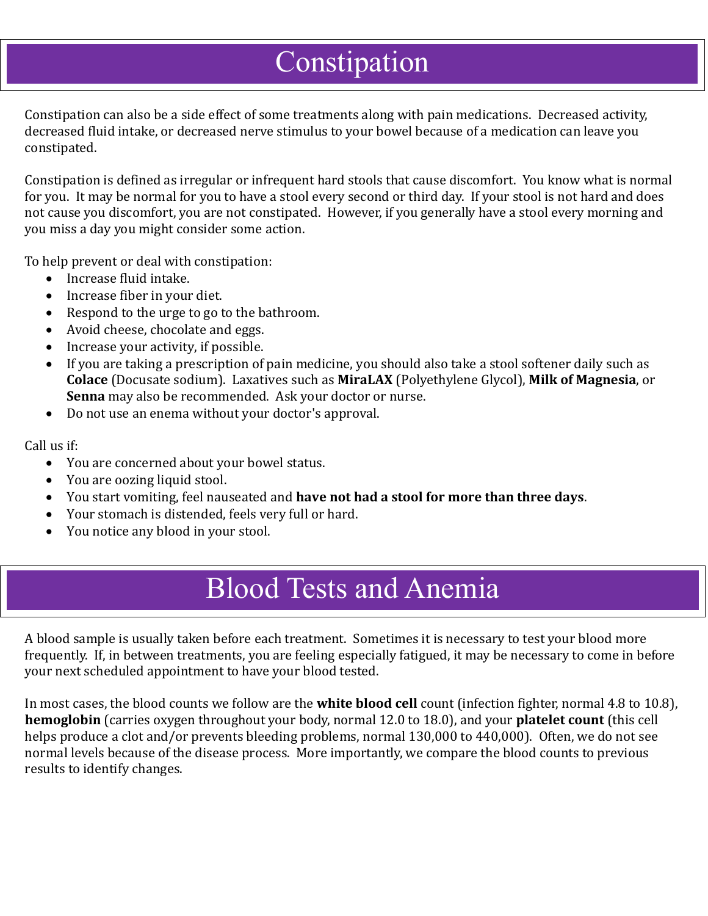# Constipation

Constipation can also be a side effect of some treatments along with pain medications. Decreased activity, decreased fluid intake, or decreased nerve stimulus to your bowel because of a medication can leave you constipated.

Constipation is defined as irregular or infrequent hard stools that cause discomfort. You know what is normal for you. It may be normal for you to have a stool every second or third day. If your stool is not hard and does not cause you discomfort, you are not constipated. However, if you generally have a stool every morning and you miss a day you might consider some action.

To help prevent or deal with constipation:

- Increase fluid intake.
- Increase fiber in your diet.
- Respond to the urge to go to the bathroom.
- Avoid cheese, chocolate and eggs.
- Increase your activity, if possible.
- If you are taking a prescription of pain medicine, you should also take a stool softener daily such as **Colace** (Docusate sodium). Laxatives such as **MiraLAX** (Polyethylene Glycol), **Milk of Magnesia**, or **Senna** may also be recommended. Ask your doctor or nurse.
- Do not use an enema without your doctor's approval.

Call us if:

- You are concerned about your bowel status.
- You are oozing liquid stool.
- You start vomiting, feel nauseated and **have not had a stool for more than three days**.
- Your stomach is distended, feels very full or hard.
- You notice any blood in your stool.

# Blood Tests and Anemia

A blood sample is usually taken before each treatment. Sometimes it is necessary to test your blood more frequently. If, in between treatments, you are feeling especially fatigued, it may be necessary to come in before your next scheduled appointment to have your blood tested.

In most cases, the blood counts we follow are the **white blood cell** count (infection fighter, normal 4.8 to 10.8), **hemoglobin** (carries oxygen throughout your body, normal 12.0 to 18.0), and your **platelet count** (this cell helps produce a clot and/or prevents bleeding problems, normal 130,000 to 440,000). Often, we do not see normal levels because of the disease process. More importantly, we compare the blood counts to previous results to identify changes.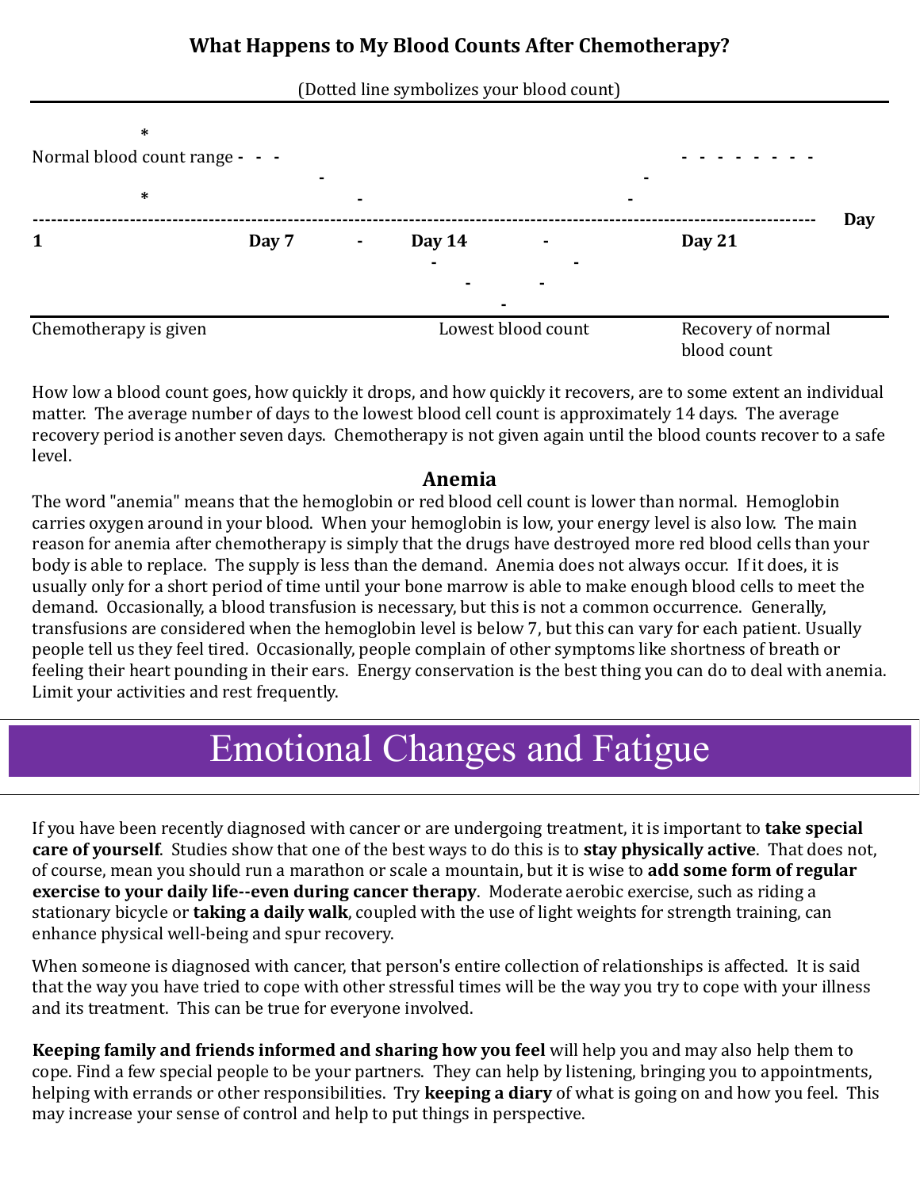## What Happens to My Blood Counts After Chemotherapy?

(Dotted line symbolizes your blood count)

```
              *
Normal blood count range -  -  -                                                      -  -  -  -  -  -  -  -
                                  -                                            -
              *                        -                                    -
------------------------------------------------------------------------------------------------------------------ Day
1                        Day 7         -      Day 14          -               Day 21
                                                -                   -
                                                    -          -
                                                         -
```

Chemotherapy is given — Lowest blood count — Recovery of normal blood count

How low a blood count goes, how quickly it drops, and how quickly it recovers, are to some extent an individual matter. The average number of days to the lowest blood cell count is approximately 14 days. The average recovery period is another seven days. Chemotherapy is not given again until the blood counts recover to a safe level.

### Anemia

The word "anemia" means that the hemoglobin or red blood cell count is lower than normal. Hemoglobin carries oxygen around in your blood. When your hemoglobin is low, your energy level is also low. The main reason for anemia after chemotherapy is simply that the drugs have destroyed more red blood cells than your body is able to replace. The supply is less than the demand. Anemia does not always occur. If it does, it is usually only for a short period of time until your bone marrow is able to make enough blood cells to meet the demand. Occasionally, a blood transfusion is necessary, but this is not a common occurrence. Generally, transfusions are considered when the hemoglobin level is below 7, but this can vary for each patient. Usually people tell us they feel tired. Occasionally, people complain of other symptoms like shortness of breath or feeling their heart pounding in their ears. Energy conservation is the best thing you can do to deal with anemia. Limit your activities and rest frequently.

# Emotional Changes and Fatigue

If you have been recently diagnosed with cancer or are undergoing treatment, it is important to **take special care of yourself**. Studies show that one of the best ways to do this is to **stay physically active**. That does not, of course, mean you should run a marathon or scale a mountain, but it is wise to **add some form of regular exercise to your daily life--even during cancer therapy**. Moderate aerobic exercise, such as riding a stationary bicycle or **taking a daily walk**, coupled with the use of light weights for strength training, can enhance physical well-being and spur recovery.

When someone is diagnosed with cancer, that person's entire collection of relationships is affected. It is said that the way you have tried to cope with other stressful times will be the way you try to cope with your illness and its treatment. This can be true for everyone involved.

**Keeping family and friends informed and sharing how you feel** will help you and may also help them to cope. Find a few special people to be your partners. They can help by listening, bringing you to appointments, helping with errands or other responsibilities. Try **keeping a diary** of what is going on and how you feel. This may increase your sense of control and help to put things in perspective.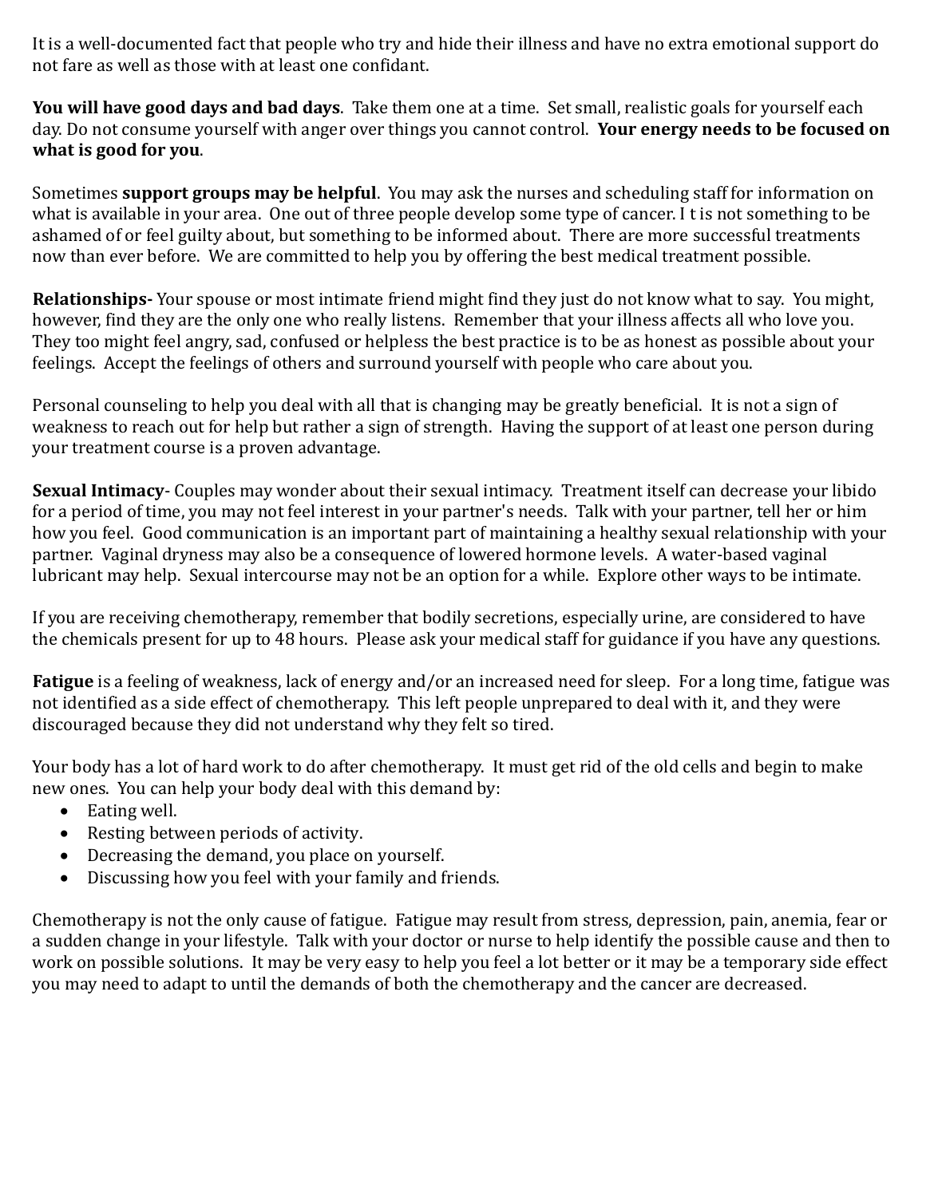It is a well-documented fact that people who try and hide their illness and have no extra emotional support do not fare as well as those with at least one confidant.

**You will have good days and bad days**. Take them one at a time. Set small, realistic goals for yourself each day. Do not consume yourself with anger over things you cannot control. **Your energy needs to be focused on what is good for you**.

Sometimes **support groups may be helpful**. You may ask the nurses and scheduling staff for information on what is available in your area. One out of three people develop some type of cancer. I t is not something to be ashamed of or feel guilty about, but something to be informed about. There are more successful treatments now than ever before. We are committed to help you by offering the best medical treatment possible.

**Relationships-** Your spouse or most intimate friend might find they just do not know what to say. You might, however, find they are the only one who really listens. Remember that your illness affects all who love you. They too might feel angry, sad, confused or helpless the best practice is to be as honest as possible about your feelings. Accept the feelings of others and surround yourself with people who care about you.

Personal counseling to help you deal with all that is changing may be greatly beneficial. It is not a sign of weakness to reach out for help but rather a sign of strength. Having the support of at least one person during your treatment course is a proven advantage.

**Sexual Intimacy**- Couples may wonder about their sexual intimacy. Treatment itself can decrease your libido for a period of time, you may not feel interest in your partner's needs. Talk with your partner, tell her or him how you feel. Good communication is an important part of maintaining a healthy sexual relationship with your partner. Vaginal dryness may also be a consequence of lowered hormone levels. A water-based vaginal lubricant may help. Sexual intercourse may not be an option for a while. Explore other ways to be intimate.

If you are receiving chemotherapy, remember that bodily secretions, especially urine, are considered to have the chemicals present for up to 48 hours. Please ask your medical staff for guidance if you have any questions.

**Fatigue** is a feeling of weakness, lack of energy and/or an increased need for sleep. For a long time, fatigue was not identified as a side effect of chemotherapy. This left people unprepared to deal with it, and they were discouraged because they did not understand why they felt so tired.

Your body has a lot of hard work to do after chemotherapy. It must get rid of the old cells and begin to make new ones. You can help your body deal with this demand by:

- Eating well.
- Resting between periods of activity.
- Decreasing the demand, you place on yourself.
- Discussing how you feel with your family and friends.

Chemotherapy is not the only cause of fatigue. Fatigue may result from stress, depression, pain, anemia, fear or a sudden change in your lifestyle. Talk with your doctor or nurse to help identify the possible cause and then to work on possible solutions. It may be very easy to help you feel a lot better or it may be a temporary side effect you may need to adapt to until the demands of both the chemotherapy and the cancer are decreased.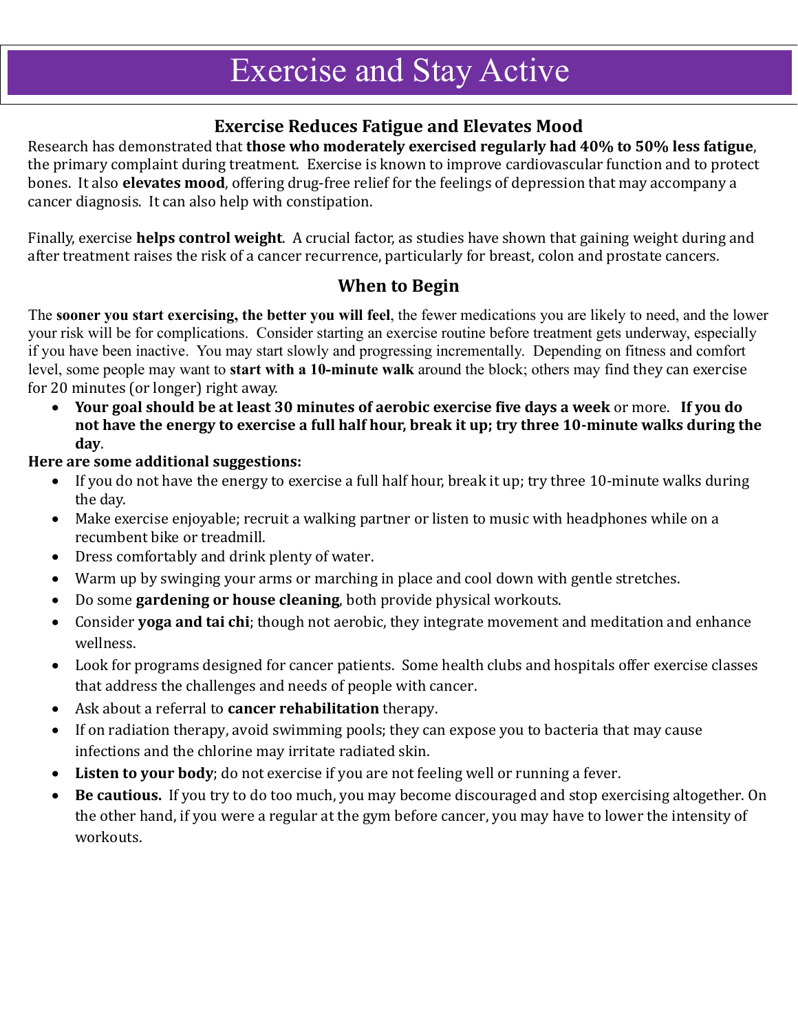# Exercise and Stay Active

## Exercise Reduces Fatigue and Elevates Mood

Research has demonstrated that **those who moderately exercised regularly had 40% to 50% less fatigue**, the primary complaint during treatment. Exercise is known to improve cardiovascular function and to protect bones. It also **elevates mood**, offering drug-free relief for the feelings of depression that may accompany a cancer diagnosis. It can also help with constipation.

Finally, exercise **helps control weight**. A crucial factor, as studies have shown that gaining weight during and after treatment raises the risk of a cancer recurrence, particularly for breast, colon and prostate cancers.

## When to Begin

The **sooner you start exercising, the better you will feel**, the fewer medications you are likely to need, and the lower your risk will be for complications. Consider starting an exercise routine before treatment gets underway, especially if you have been inactive. You may start slowly and progressing incrementally. Depending on fitness and comfort level, some people may want to **start with a 10-minute walk** around the block; others may find they can exercise for 20 minutes (or longer) right away.

- **Your goal should be at least 30 minutes of aerobic exercise five days a week** or more. **If you do not have the energy to exercise a full half hour, break it up; try three 10-minute walks during the day**.

**Here are some additional suggestions:**

- If you do not have the energy to exercise a full half hour, break it up; try three 10-minute walks during the day.
- Make exercise enjoyable; recruit a walking partner or listen to music with headphones while on a recumbent bike or treadmill.
- Dress comfortably and drink plenty of water.
- Warm up by swinging your arms or marching in place and cool down with gentle stretches.
- Do some **gardening or house cleaning**, both provide physical workouts.
- Consider **yoga and tai chi**; though not aerobic, they integrate movement and meditation and enhance wellness.
- Look for programs designed for cancer patients. Some health clubs and hospitals offer exercise classes that address the challenges and needs of people with cancer.
- Ask about a referral to **cancer rehabilitation** therapy.
- If on radiation therapy, avoid swimming pools; they can expose you to bacteria that may cause infections and the chlorine may irritate radiated skin.
- **Listen to your body**; do not exercise if you are not feeling well or running a fever.
- **Be cautious.** If you try to do too much, you may become discouraged and stop exercising altogether. On the other hand, if you were a regular at the gym before cancer, you may have to lower the intensity of workouts.